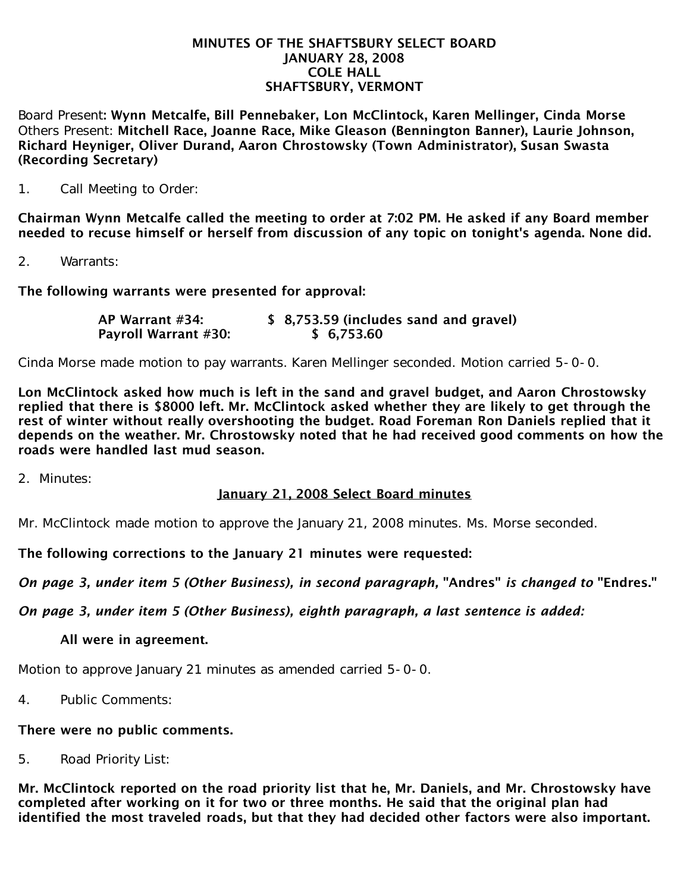# MINUTES OF THE SHAFTSBURY SELECT BOARD
## JANUARY 28, 2008
## COLE HALL
## SHAFTSBURY, VERMONT

Board Present: **Wynn Metcalfe, Bill Pennebaker, Lon McClintock, Karen Mellinger, Cinda Morse**
Others Present: **Mitchell Race, Joanne Race, Mike Gleason (Bennington Banner), Laurie Johnson, Richard Heyniger, Oliver Durand, Aaron Chrostowsky (Town Administrator), Susan Swasta (Recording Secretary)**

1. Call Meeting to Order:

**Chairman Wynn Metcalfe called the meeting to order at 7:02 PM. He asked if any Board member needed to recuse himself or herself from discussion of any topic on tonight's agenda. None did.**

2. Warrants:

**The following warrants were presented for approval:**

| | |
|---|---|
| **AP Warrant #34:** | **$ 8,753.59 (includes sand and gravel)** |
| **Payroll Warrant #30:** | **$ 6,753.60** |

Cinda Morse made motion to pay warrants. Karen Mellinger seconded. Motion carried 5-0-0.

**Lon McClintock asked how much is left in the sand and gravel budget, and Aaron Chrostowsky replied that there is $8000 left. Mr. McClintock asked whether they are likely to get through the rest of winter without really overshooting the budget. Road Foreman Ron Daniels replied that it depends on the weather. Mr. Chrostowsky noted that he had received good comments on how the roads were handled last mud season.**

2. Minutes:

<u>**January 21, 2008 Select Board minutes**</u>

Mr. McClintock made motion to approve the January 21, 2008 minutes. Ms. Morse seconded.

**The following corrections to the January 21 minutes were requested:**

***On page 3, under item 5 (Other Business), in second paragraph,* "Andres" *is changed to* "Endres."**

***On page 3, under item 5 (Other Business), eighth paragraph, a last sentence is added:***

**All were in agreement.**

Motion to approve January 21 minutes as amended carried 5-0-0.

4. Public Comments:

**There were no public comments.**

5. Road Priority List:

**Mr. McClintock reported on the road priority list that he, Mr. Daniels, and Mr. Chrostowsky have completed after working on it for two or three months. He said that the original plan had identified the most traveled roads, but that they had decided other factors were also important.**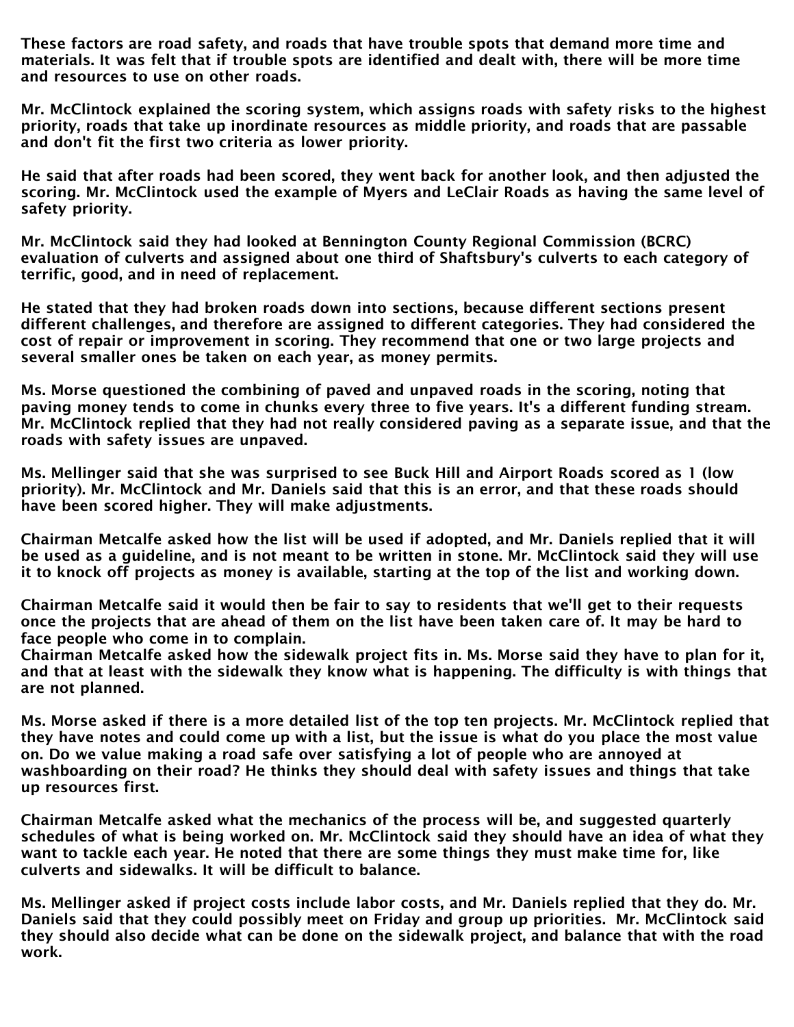These factors are road safety, and roads that have trouble spots that demand more time and materials. It was felt that if trouble spots are identified and dealt with, there will be more time and resources to use on other roads.

Mr. McClintock explained the scoring system, which assigns roads with safety risks to the highest priority, roads that take up inordinate resources as middle priority, and roads that are passable and don't fit the first two criteria as lower priority.

He said that after roads had been scored, they went back for another look, and then adjusted the scoring. Mr. McClintock used the example of Myers and LeClair Roads as having the same level of safety priority.

Mr. McClintock said they had looked at Bennington County Regional Commission (BCRC) evaluation of culverts and assigned about one third of Shaftsbury's culverts to each category of terrific, good, and in need of replacement.

He stated that they had broken roads down into sections, because different sections present different challenges, and therefore are assigned to different categories. They had considered the cost of repair or improvement in scoring. They recommend that one or two large projects and several smaller ones be taken on each year, as money permits.

Ms. Morse questioned the combining of paved and unpaved roads in the scoring, noting that paving money tends to come in chunks every three to five years. It's a different funding stream. Mr. McClintock replied that they had not really considered paving as a separate issue, and that the roads with safety issues are unpaved.

Ms. Mellinger said that she was surprised to see Buck Hill and Airport Roads scored as 1 (low priority). Mr. McClintock and Mr. Daniels said that this is an error, and that these roads should have been scored higher. They will make adjustments.

Chairman Metcalfe asked how the list will be used if adopted, and Mr. Daniels replied that it will be used as a guideline, and is not meant to be written in stone. Mr. McClintock said they will use it to knock off projects as money is available, starting at the top of the list and working down.

Chairman Metcalfe said it would then be fair to say to residents that we'll get to their requests once the projects that are ahead of them on the list have been taken care of. It may be hard to face people who come in to complain.
Chairman Metcalfe asked how the sidewalk project fits in. Ms. Morse said they have to plan for it, and that at least with the sidewalk they know what is happening. The difficulty is with things that are not planned.

Ms. Morse asked if there is a more detailed list of the top ten projects. Mr. McClintock replied that they have notes and could come up with a list, but the issue is what do you place the most value on. Do we value making a road safe over satisfying a lot of people who are annoyed at washboarding on their road? He thinks they should deal with safety issues and things that take up resources first.

Chairman Metcalfe asked what the mechanics of the process will be, and suggested quarterly schedules of what is being worked on. Mr. McClintock said they should have an idea of what they want to tackle each year. He noted that there are some things they must make time for, like culverts and sidewalks. It will be difficult to balance.

Ms. Mellinger asked if project costs include labor costs, and Mr. Daniels replied that they do. Mr. Daniels said that they could possibly meet on Friday and group up priorities. Mr. McClintock said they should also decide what can be done on the sidewalk project, and balance that with the road work.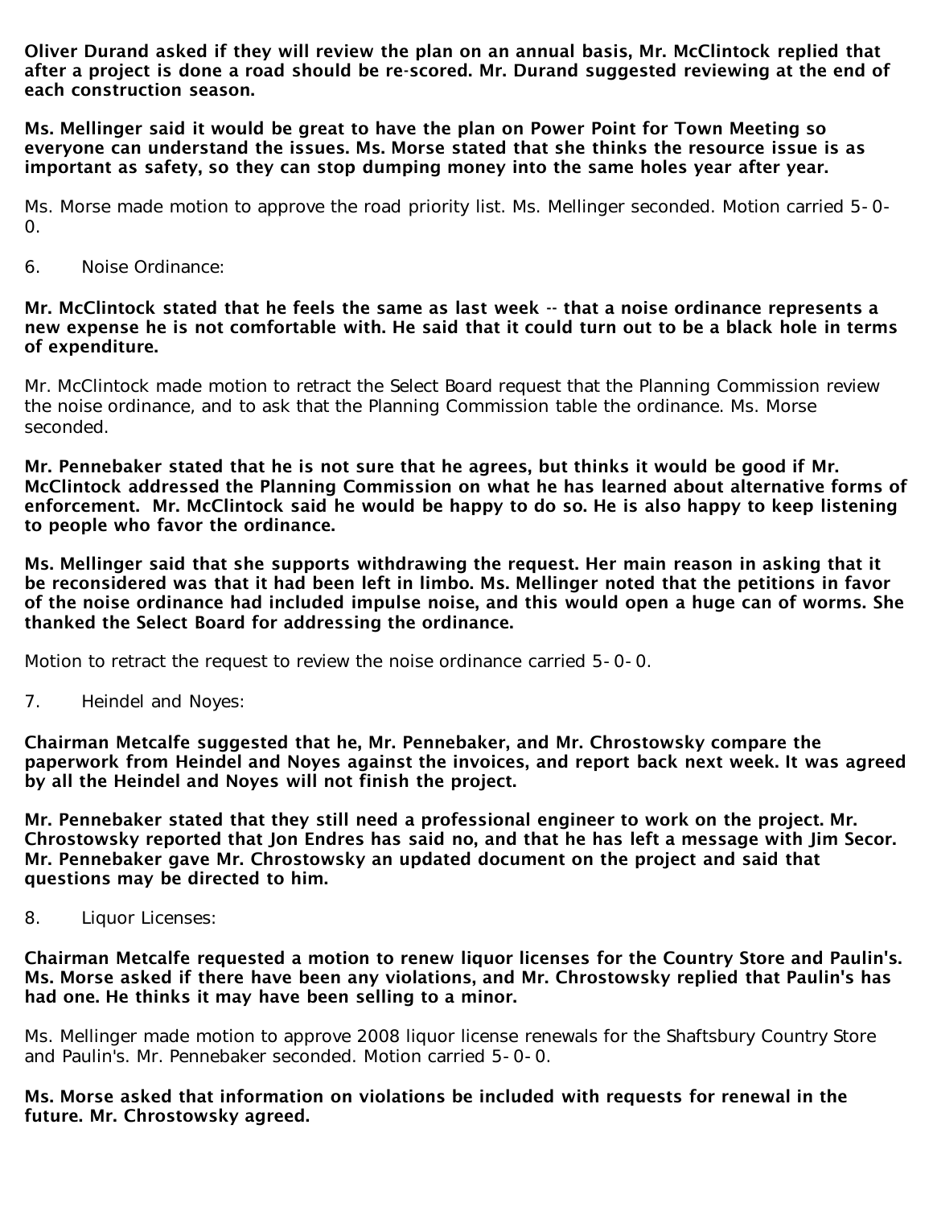**Oliver Durand asked if they will review the plan on an annual basis, Mr. McClintock replied that after a project is done a road should be re-scored. Mr. Durand suggested reviewing at the end of each construction season.**

**Ms. Mellinger said it would be great to have the plan on Power Point for Town Meeting so everyone can understand the issues. Ms. Morse stated that she thinks the resource issue is as important as safety, so they can stop dumping money into the same holes year after year.**

Ms. Morse made motion to approve the road priority list. Ms. Mellinger seconded. Motion carried 5-0-0.

6. Noise Ordinance:

**Mr. McClintock stated that he feels the same as last week -- that a noise ordinance represents a new expense he is not comfortable with. He said that it could turn out to be a black hole in terms of expenditure.**

Mr. McClintock made motion to retract the Select Board request that the Planning Commission review the noise ordinance, and to ask that the Planning Commission table the ordinance. Ms. Morse seconded.

**Mr. Pennebaker stated that he is not sure that he agrees, but thinks it would be good if Mr. McClintock addressed the Planning Commission on what he has learned about alternative forms of enforcement. Mr. McClintock said he would be happy to do so. He is also happy to keep listening to people who favor the ordinance.**

**Ms. Mellinger said that she supports withdrawing the request. Her main reason in asking that it be reconsidered was that it had been left in limbo. Ms. Mellinger noted that the petitions in favor of the noise ordinance had included impulse noise, and this would open a huge can of worms. She thanked the Select Board for addressing the ordinance.**

Motion to retract the request to review the noise ordinance carried 5-0-0.

7. Heindel and Noyes:

**Chairman Metcalfe suggested that he, Mr. Pennebaker, and Mr. Chrostowsky compare the paperwork from Heindel and Noyes against the invoices, and report back next week. It was agreed by all the Heindel and Noyes will not finish the project.**

**Mr. Pennebaker stated that they still need a professional engineer to work on the project. Mr. Chrostowsky reported that Jon Endres has said no, and that he has left a message with Jim Secor. Mr. Pennebaker gave Mr. Chrostowsky an updated document on the project and said that questions may be directed to him.**

8. Liquor Licenses:

**Chairman Metcalfe requested a motion to renew liquor licenses for the Country Store and Paulin's. Ms. Morse asked if there have been any violations, and Mr. Chrostowsky replied that Paulin's has had one. He thinks it may have been selling to a minor.**

Ms. Mellinger made motion to approve 2008 liquor license renewals for the Shaftsbury Country Store and Paulin's. Mr. Pennebaker seconded. Motion carried 5-0-0.

**Ms. Morse asked that information on violations be included with requests for renewal in the future. Mr. Chrostowsky agreed.**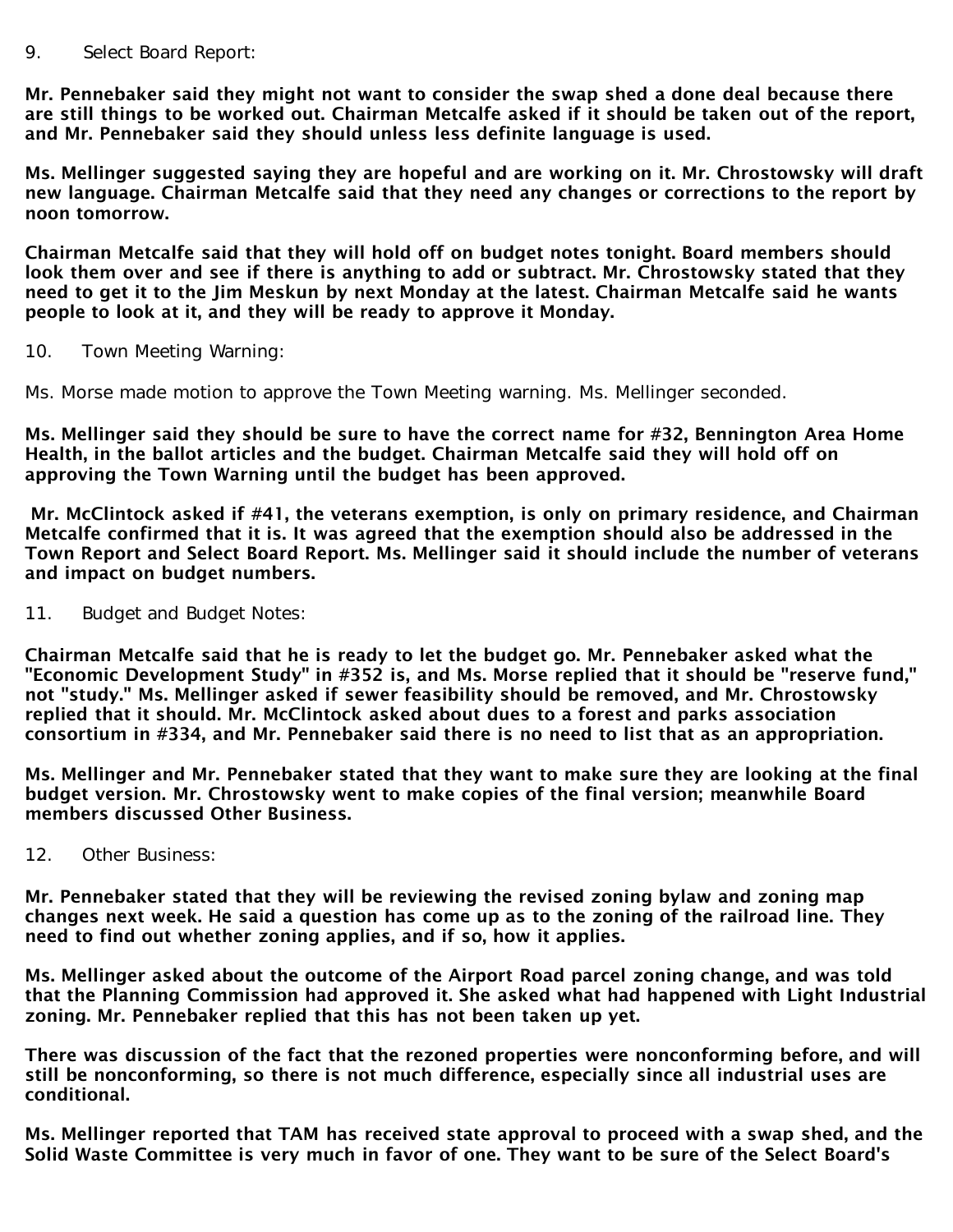9. Select Board Report:

**Mr. Pennebaker said they might not want to consider the swap shed a done deal because there are still things to be worked out. Chairman Metcalfe asked if it should be taken out of the report, and Mr. Pennebaker said they should unless less definite language is used.**

**Ms. Mellinger suggested saying they are hopeful and are working on it. Mr. Chrostowsky will draft new language. Chairman Metcalfe said that they need any changes or corrections to the report by noon tomorrow.**

**Chairman Metcalfe said that they will hold off on budget notes tonight. Board members should look them over and see if there is anything to add or subtract. Mr. Chrostowsky stated that they need to get it to the Jim Meskun by next Monday at the latest. Chairman Metcalfe said he wants people to look at it, and they will be ready to approve it Monday.**

10. Town Meeting Warning:

Ms. Morse made motion to approve the Town Meeting warning. Ms. Mellinger seconded.

**Ms. Mellinger said they should be sure to have the correct name for #32, Bennington Area Home Health, in the ballot articles and the budget. Chairman Metcalfe said they will hold off on approving the Town Warning until the budget has been approved.**

**Mr. McClintock asked if #41, the veterans exemption, is only on primary residence, and Chairman Metcalfe confirmed that it is. It was agreed that the exemption should also be addressed in the Town Report and Select Board Report. Ms. Mellinger said it should include the number of veterans and impact on budget numbers.**

11. Budget and Budget Notes:

**Chairman Metcalfe said that he is ready to let the budget go. Mr. Pennebaker asked what the "Economic Development Study" in #352 is, and Ms. Morse replied that it should be "reserve fund," not "study." Ms. Mellinger asked if sewer feasibility should be removed, and Mr. Chrostowsky replied that it should. Mr. McClintock asked about dues to a forest and parks association consortium in #334, and Mr. Pennebaker said there is no need to list that as an appropriation.**

**Ms. Mellinger and Mr. Pennebaker stated that they want to make sure they are looking at the final budget version. Mr. Chrostowsky went to make copies of the final version; meanwhile Board members discussed Other Business.**

12. Other Business:

**Mr. Pennebaker stated that they will be reviewing the revised zoning bylaw and zoning map changes next week. He said a question has come up as to the zoning of the railroad line. They need to find out whether zoning applies, and if so, how it applies.**

**Ms. Mellinger asked about the outcome of the Airport Road parcel zoning change, and was told that the Planning Commission had approved it. She asked what had happened with Light Industrial zoning. Mr. Pennebaker replied that this has not been taken up yet.**

**There was discussion of the fact that the rezoned properties were nonconforming before, and will still be nonconforming, so there is not much difference, especially since all industrial uses are conditional.**

**Ms. Mellinger reported that TAM has received state approval to proceed with a swap shed, and the Solid Waste Committee is very much in favor of one. They want to be sure of the Select Board's**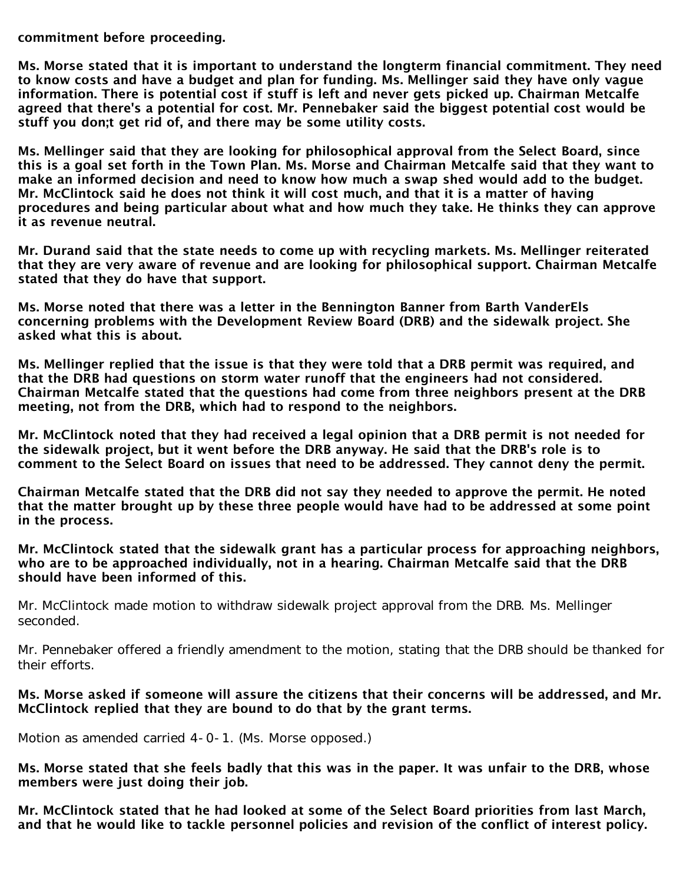**commitment before proceeding.**

**Ms. Morse stated that it is important to understand the longterm financial commitment. They need to know costs and have a budget and plan for funding. Ms. Mellinger said they have only vague information. There is potential cost if stuff is left and never gets picked up. Chairman Metcalfe agreed that there's a potential for cost. Mr. Pennebaker said the biggest potential cost would be stuff you don;t get rid of, and there may be some utility costs.**

**Ms. Mellinger said that they are looking for philosophical approval from the Select Board, since this is a goal set forth in the Town Plan. Ms. Morse and Chairman Metcalfe said that they want to make an informed decision and need to know how much a swap shed would add to the budget. Mr. McClintock said he does not think it will cost much, and that it is a matter of having procedures and being particular about what and how much they take. He thinks they can approve it as revenue neutral.**

**Mr. Durand said that the state needs to come up with recycling markets. Ms. Mellinger reiterated that they are very aware of revenue and are looking for philosophical support. Chairman Metcalfe stated that they do have that support.**

**Ms. Morse noted that there was a letter in the Bennington Banner from Barth VanderEls concerning problems with the Development Review Board (DRB) and the sidewalk project. She asked what this is about.**

**Ms. Mellinger replied that the issue is that they were told that a DRB permit was required, and that the DRB had questions on storm water runoff that the engineers had not considered. Chairman Metcalfe stated that the questions had come from three neighbors present at the DRB meeting, not from the DRB, which had to respond to the neighbors.**

**Mr. McClintock noted that they had received a legal opinion that a DRB permit is not needed for the sidewalk project, but it went before the DRB anyway. He said that the DRB's role is to comment to the Select Board on issues that need to be addressed. They cannot deny the permit.**

**Chairman Metcalfe stated that the DRB did not say they needed to approve the permit. He noted that the matter brought up by these three people would have had to be addressed at some point in the process.**

**Mr. McClintock stated that the sidewalk grant has a particular process for approaching neighbors, who are to be approached individually, not in a hearing. Chairman Metcalfe said that the DRB should have been informed of this.**

Mr. McClintock made motion to withdraw sidewalk project approval from the DRB. Ms. Mellinger seconded.

Mr. Pennebaker offered a friendly amendment to the motion, stating that the DRB should be thanked for their efforts.

**Ms. Morse asked if someone will assure the citizens that their concerns will be addressed, and Mr. McClintock replied that they are bound to do that by the grant terms.**

Motion as amended carried 4-0-1. (Ms. Morse opposed.)

**Ms. Morse stated that she feels badly that this was in the paper. It was unfair to the DRB, whose members were just doing their job.**

**Mr. McClintock stated that he had looked at some of the Select Board priorities from last March, and that he would like to tackle personnel policies and revision of the conflict of interest policy.**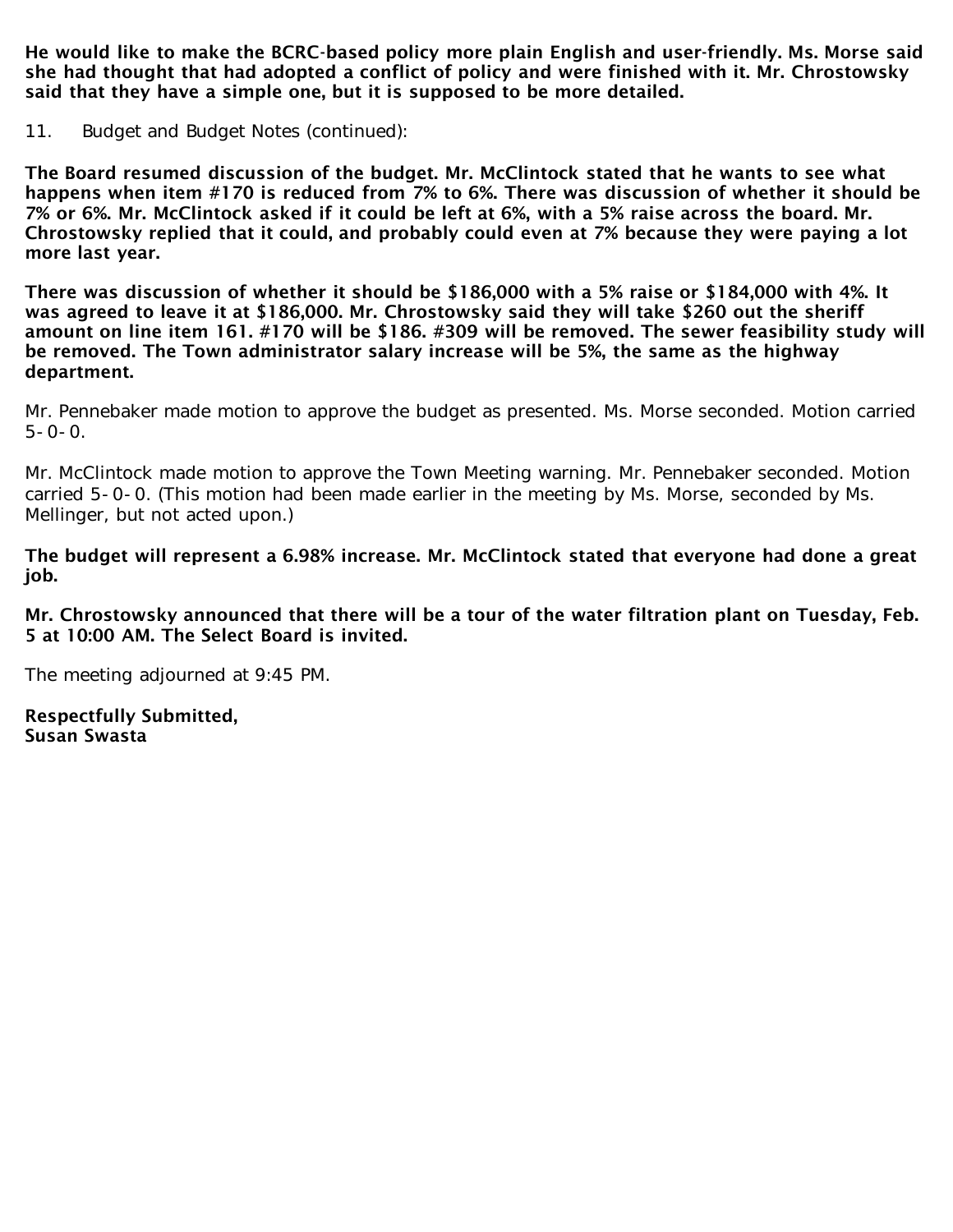**He would like to make the BCRC-based policy more plain English and user-friendly. Ms. Morse said she had thought that had adopted a conflict of policy and were finished with it. Mr. Chrostowsky said that they have a simple one, but it is supposed to be more detailed.**

11. Budget and Budget Notes (continued):

**The Board resumed discussion of the budget. Mr. McClintock stated that he wants to see what happens when item #170 is reduced from 7% to 6%. There was discussion of whether it should be 7% or 6%. Mr. McClintock asked if it could be left at 6%, with a 5% raise across the board. Mr. Chrostowsky replied that it could, and probably could even at 7% because they were paying a lot more last year.**

**There was discussion of whether it should be $186,000 with a 5% raise or $184,000 with 4%. It was agreed to leave it at $186,000. Mr. Chrostowsky said they will take $260 out the sheriff amount on line item 161. #170 will be $186. #309 will be removed. The sewer feasibility study will be removed. The Town administrator salary increase will be 5%, the same as the highway department.**

Mr. Pennebaker made motion to approve the budget as presented. Ms. Morse seconded. Motion carried 5-0-0.

Mr. McClintock made motion to approve the Town Meeting warning. Mr. Pennebaker seconded. Motion carried 5-0-0. (This motion had been made earlier in the meeting by Ms. Morse, seconded by Ms. Mellinger, but not acted upon.)

**The budget will represent a 6.98% increase. Mr. McClintock stated that everyone had done a great job.**

**Mr. Chrostowsky announced that there will be a tour of the water filtration plant on Tuesday, Feb. 5 at 10:00 AM. The Select Board is invited.**

The meeting adjourned at 9:45 PM.

**Respectfully Submitted,**
**Susan Swasta**